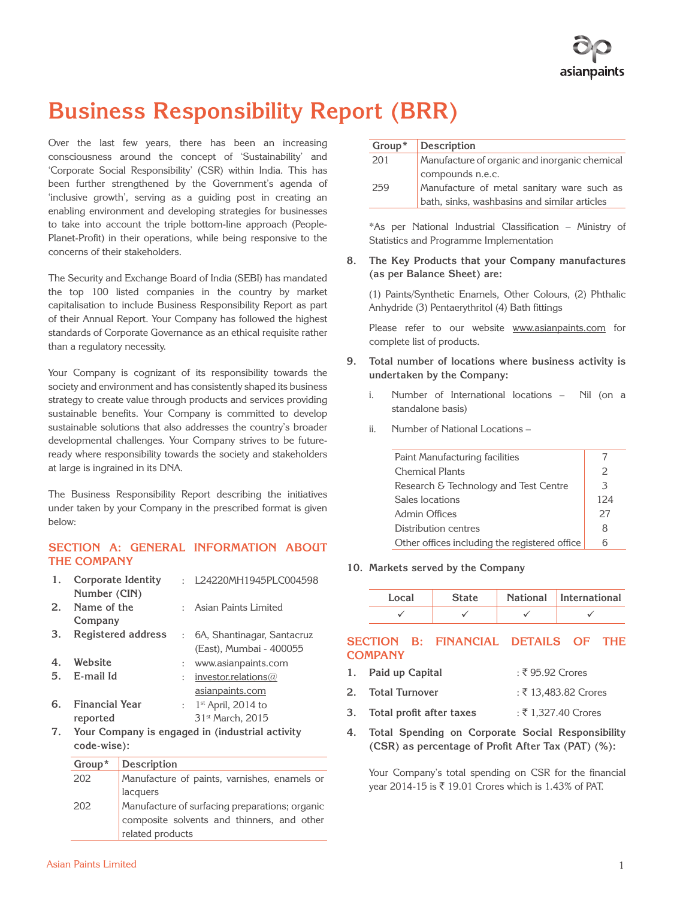# Business Responsibility Report (BRR)

Over the last few years, there has been an increasing consciousness around the concept of 'Sustainability' and 'Corporate Social Responsibility' (CSR) within India. This has been further strengthened by the Government's agenda of 'inclusive growth', serving as a guiding post in creating an enabling environment and developing strategies for businesses to take into account the triple bottom-line approach (People-Planet-Profit) in their operations, while being responsive to the concerns of their stakeholders.

The Security and Exchange Board of India (SEBI) has mandated the top 100 listed companies in the country by market capitalisation to include Business Responsibility Report as part of their Annual Report. Your Company has followed the highest standards of Corporate Governance as an ethical requisite rather than a regulatory necessity.

Your Company is cognizant of its responsibility towards the society and environment and has consistently shaped its business strategy to create value through products and services providing sustainable benefits. Your Company is committed to develop sustainable solutions that also addresses the country's broader developmental challenges. Your Company strives to be future-ready where responsibility towards the society and stakeholders at large is ingrained in its DNA.

The Business Responsibility Report describing the initiatives under taken by your Company in the prescribed format is given below:

## SECTION A: GENERAL INFORMATION ABOUT THE COMPANY

1. **Corporate Identity Number (CIN)** : L24220MH1945PLC004598
2. **Name of the Company** : Asian Paints Limited
3. **Registered address** : 6A, Shantinagar, Santacruz (East), Mumbai - 400055
4. **Website** : www.asianpaints.com
5. **E-mail Id** : investor.relations@asianpaints.com
6. **Financial Year reported** : 1st April, 2014 to 31st March, 2015
7. **Your Company is engaged in (industrial activity code-wise):**

| Group* | Description |
|---|---|
| 202 | Manufacture of paints, varnishes, enamels or lacquers |
| 202 | Manufacture of surfacing preparations; organic composite solvents and thinners, and other related products |
| 201 | Manufacture of organic and inorganic chemical compounds n.e.c. |
| 259 | Manufacture of metal sanitary ware such as bath, sinks, washbasins and similar articles |

*As per National Industrial Classification – Ministry of Statistics and Programme Implementation

8. **The Key Products that your Company manufactures (as per Balance Sheet) are:**

   (1) Paints/Synthetic Enamels, Other Colours, (2) Phthalic Anhydride (3) Pentaerythritol (4) Bath fittings

   Please refer to our website www.asianpaints.com for complete list of products.

9. **Total number of locations where business activity is undertaken by the Company:**

   i. Number of International locations – Nil (on a standalone basis)

   ii. Number of National Locations –

| Location | Number |
|---|---|
| Paint Manufacturing facilities | 7 |
| Chemical Plants | 2 |
| Research & Technology and Test Centre | 3 |
| Sales locations | 124 |
| Admin Offices | 27 |
| Distribution centres | 8 |
| Other offices including the registered office | 6 |

10. **Markets served by the Company**

| Local | State | National | International |
|---|---|---|---|
| ✓ | ✓ | ✓ | ✓ |

## SECTION B: FINANCIAL DETAILS OF THE COMPANY

1. **Paid up Capital** : ₹ 95.92 Crores
2. **Total Turnover** : ₹ 13,483.82 Crores
3. **Total profit after taxes** : ₹ 1,327.40 Crores
4. **Total Spending on Corporate Social Responsibility (CSR) as percentage of Profit After Tax (PAT) (%):**

   Your Company's total spending on CSR for the financial year 2014-15 is ₹ 19.01 Crores which is 1.43% of PAT.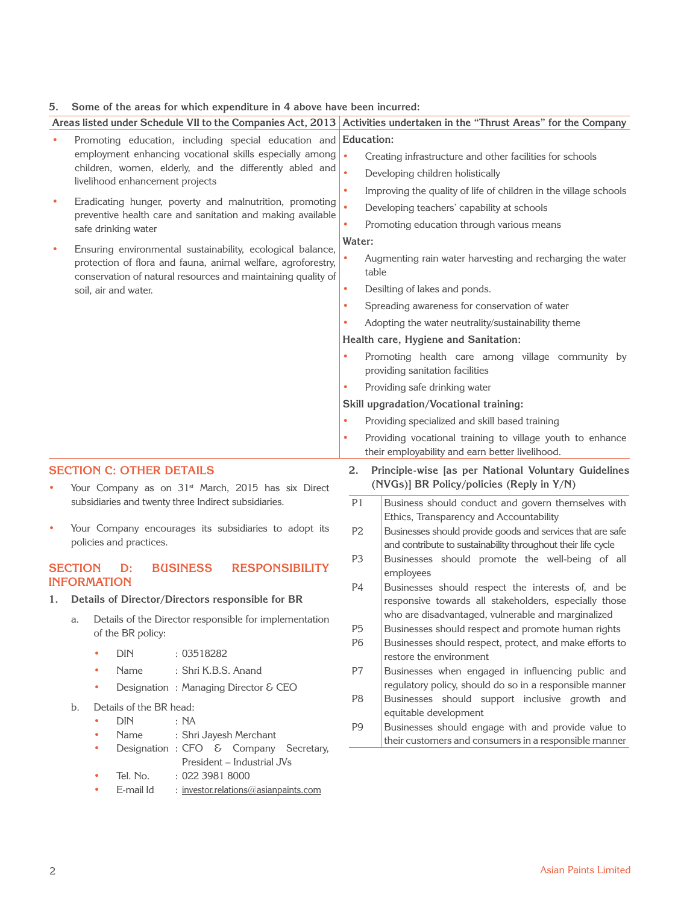5. **Some of the areas for which expenditure in 4 above have been incurred:**

| Areas listed under Schedule VII to the Companies Act, 2013 | Activities undertaken in the "Thrust Areas" for the Company |
|---|---|
| • Promoting education, including special education and employment enhancing vocational skills especially among children, women, elderly, and the differently abled and livelihood enhancement projects<br>• Eradicating hunger, poverty and malnutrition, promoting preventive health care and sanitation and making available safe drinking water<br>• Ensuring environmental sustainability, ecological balance, protection of flora and fauna, animal welfare, agroforestry, conservation of natural resources and maintaining quality of soil, air and water. | **Education:**<br>• Creating infrastructure and other facilities for schools<br>• Developing children holistically<br>• Improving the quality of life of children in the village schools<br>• Developing teachers' capability at schools<br>• Promoting education through various means<br>**Water:**<br>• Augmenting rain water harvesting and recharging the water table<br>• Desilting of lakes and ponds.<br>• Spreading awareness for conservation of water<br>• Adopting the water neutrality/sustainability theme<br>**Health care, Hygiene and Sanitation:**<br>• Promoting health care among village community by providing sanitation facilities<br>• Providing safe drinking water<br>**Skill upgradation/Vocational training:**<br>• Providing specialized and skill based training<br>• Providing vocational training to village youth to enhance their employability and earn better livelihood. |

## SECTION C: OTHER DETAILS

- Your Company as on 31st March, 2015 has six Direct subsidiaries and twenty three Indirect subsidiaries.
- Your Company encourages its subsidiaries to adopt its policies and practices.

## SECTION D: BUSINESS RESPONSIBILITY INFORMATION

1. **Details of Director/Directors responsible for BR**

   a. Details of the Director responsible for implementation of the BR policy:

   - DIN : 03518282
   - Name : Shri K.B.S. Anand
   - Designation : Managing Director & CEO

   b. Details of the BR head:

   - DIN : NA
   - Name : Shri Jayesh Merchant
   - Designation : CFO & Company Secretary, President – Industrial JVs
   - Tel. No. : 022 3981 8000
   - E-mail Id : investor.relations@asianpaints.com

2. **Principle-wise [as per National Voluntary Guidelines (NVGs)] BR Policy/policies (Reply in Y/N)**

| | |
|---|---|
| P1 | Business should conduct and govern themselves with Ethics, Transparency and Accountability |
| P2 | Businesses should provide goods and services that are safe and contribute to sustainability throughout their life cycle |
| P3 | Businesses should promote the well-being of all employees |
| P4 | Businesses should respect the interests of, and be responsive towards all stakeholders, especially those who are disadvantaged, vulnerable and marginalized |
| P5 | Businesses should respect and promote human rights |
| P6 | Businesses should respect, protect, and make efforts to restore the environment |
| P7 | Businesses when engaged in influencing public and regulatory policy, should do so in a responsible manner |
| P8 | Businesses should support inclusive growth and equitable development |
| P9 | Businesses should engage with and provide value to their customers and consumers in a responsible manner |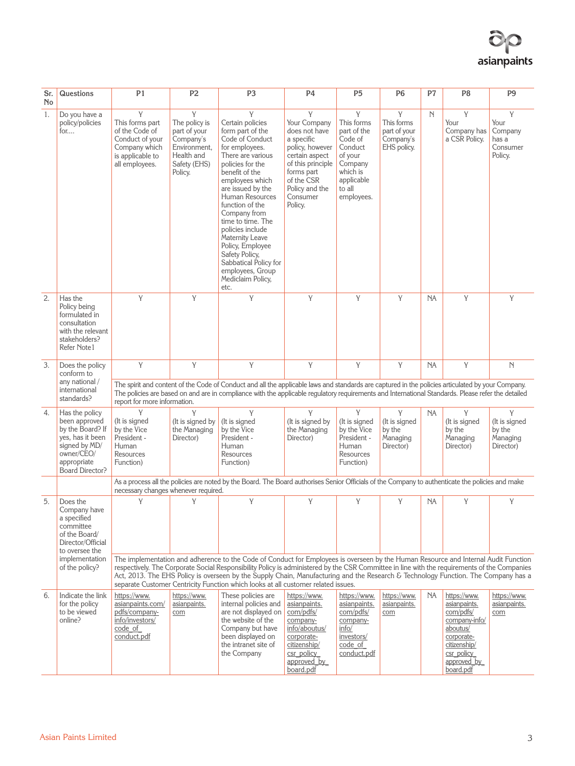| Sr. No | Questions | P1 | P2 | P3 | P4 | P5 | P6 | P7 | P8 | P9 |
|---|---|---|---|---|---|---|---|---|---|---|
| 1. | Do you have a policy/policies for.... | Y<br>This forms part of the Code of Conduct of your Company which is applicable to all employees. | Y<br>The policy is part of your Company's Environment, Health and Safety (EHS) Policy. | Y<br>Certain policies form part of the Code of Conduct for employees. There are various policies for the benefit of the employees which are issued by the Human Resources function of the Company from time to time. The policies include Maternity Leave Policy, Employee Safety Policy, Sabbatical Policy for employees, Group Mediclaim Policy, etc. | Y<br>Your Company does not have a specific policy, however certain aspect of this principle forms part of the CSR Policy and the Consumer Policy. | Y<br>This forms part of the Code of Conduct of your Company which is applicable to all employees. | Y<br>This forms part of your Company's EHS policy. | N | Y<br>Your Company has a CSR Policy. | Y<br>Your Company has a Consumer Policy. |
| 2. | Has the Policy being formulated in consultation with the relevant stakeholders? Refer Note1 | Y | Y | Y | Y | Y | Y | NA | Y | Y |
| 3. | Does the policy conform to any national / international standards? | Y | Y | Y | Y | Y | Y | NA | Y | N |
| | | The spirit and content of the Code of Conduct and all the applicable laws and standards are captured in the policies articulated by your Company. The policies are based on and are in compliance with the applicable regulatory requirements and International Standards. Please refer the detailed report for more information. | | | | | | | | |
| 4. | Has the policy been approved by the Board? If yes, has it been signed by MD/ owner/CEO/ appropriate Board Director? | Y<br>(It is signed by the Vice President - Human Resources Function) | Y<br>(It is signed by the Managing Director) | Y<br>(It is signed by the Vice President - Human Resources Function) | Y<br>(It is signed by the Managing Director) | Y<br>(It is signed by the Vice President - Human Resources Function) | Y<br>(It is signed by the Managing Director) | NA | Y<br>(It is signed by the Managing Director) | Y<br>(It is signed by the Managing Director) |
| | | As a process all the policies are noted by the Board. The Board authorises Senior Officials of the Company to authenticate the policies and make necessary changes whenever required. | | | | | | | | |
| 5. | Does the Company have a specified committee of the Board/ Director/Official to oversee the implementation of the policy? | Y | Y | Y | Y | Y | Y | NA | Y | Y |
| | | The implementation and adherence to the Code of Conduct for Employees is overseen by the Human Resource and Internal Audit Function respectively. The Corporate Social Responsibility Policy is administered by the CSR Committee in line with the requirements of the Companies Act, 2013. The EHS Policy is overseen by the Supply Chain, Manufacturing and the Research & Technology Function. The Company has a separate Customer Centricity Function which looks at all customer related issues. | | | | | | | | |
| 6. | Indicate the link for the policy to be viewed online? | https://www.asianpaints.com/pdfs/company-info/investors/code_of_conduct.pdf | https://www.asianpaints.com | These policies are internal policies and are not displayed on the website of the Company but have been displayed on the intranet site of the Company | https://www.asianpaints.com/pdfs/company-info/aboutus/corporate-citizenship/csr_policy_approved_by_board.pdf | https://www.asianpaints.com/pdfs/company-info/investors/code_of_conduct.pdf | https://www.asianpaints.com | NA | https://www.asianpaints.com/pdfs/company-info/aboutus/corporate-citizenship/csr_policy_approved_by_board.pdf | https://www.asianpaints.com |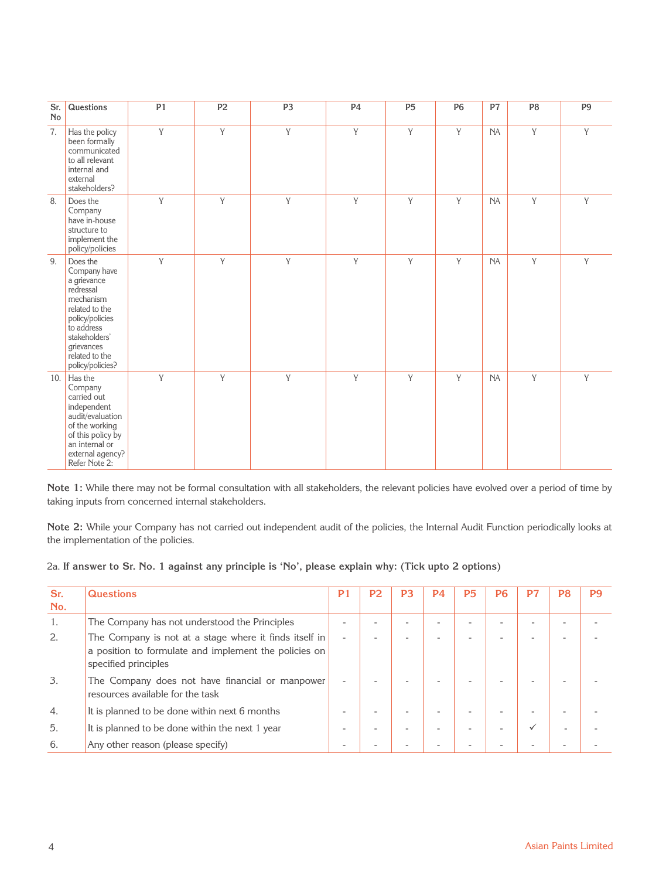| Sr. No | Questions | P1 | P2 | P3 | P4 | P5 | P6 | P7 | P8 | P9 |
|---|---|---|---|---|---|---|---|---|---|---|
| 7. | Has the policy been formally communicated to all relevant internal and external stakeholders? | Y | Y | Y | Y | Y | Y | NA | Y | Y |
| 8. | Does the Company have in-house structure to implement the policy/policies | Y | Y | Y | Y | Y | Y | NA | Y | Y |
| 9. | Does the Company have a grievance redressal mechanism related to the policy/policies to address stakeholders' grievances related to the policy/policies? | Y | Y | Y | Y | Y | Y | NA | Y | Y |
| 10. | Has the Company carried out independent audit/evaluation of the working of this policy by an internal or external agency? Refer Note 2: | Y | Y | Y | Y | Y | Y | NA | Y | Y |

**Note 1:** While there may not be formal consultation with all stakeholders, the relevant policies have evolved over a period of time by taking inputs from concerned internal stakeholders.

**Note 2:** While your Company has not carried out independent audit of the policies, the Internal Audit Function periodically looks at the implementation of the policies.

2a. **If answer to Sr. No. 1 against any principle is 'No', please explain why: (Tick upto 2 options)**

| Sr. No. | Questions | P1 | P2 | P3 | P4 | P5 | P6 | P7 | P8 | P9 |
|---|---|---|---|---|---|---|---|---|---|---|
| 1. | The Company has not understood the Principles | - | - | - | - | - | - | - | - | - |
| 2. | The Company is not at a stage where it finds itself in a position to formulate and implement the policies on specified principles | - | - | - | - | - | - | - | - | - |
| 3. | The Company does not have financial or manpower resources available for the task | - | - | - | - | - | - | - | - | - |
| 4. | It is planned to be done within next 6 months | - | - | - | - | - | - | - | - | - |
| 5. | It is planned to be done within the next 1 year | - | - | - | - | - | - | ✓ | - | - |
| 6. | Any other reason (please specify) | - | - | - | - | - | - | - | - | - |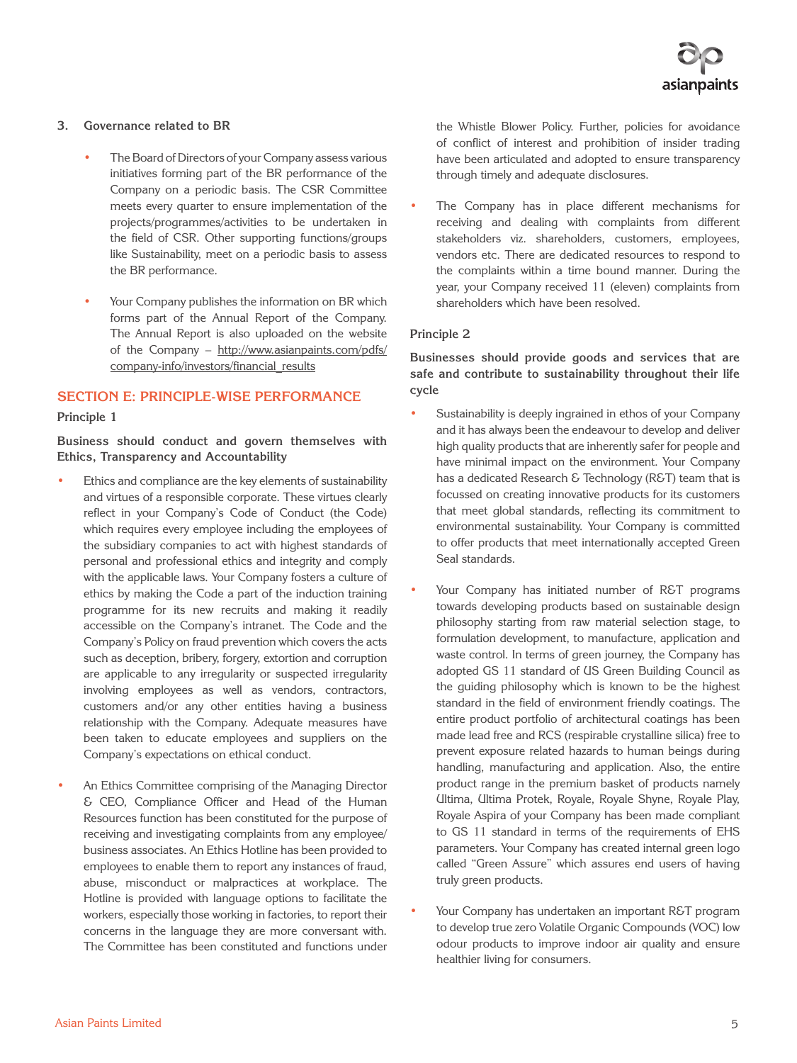## 3. Governance related to BR

- The Board of Directors of your Company assess various initiatives forming part of the BR performance of the Company on a periodic basis. The CSR Committee meets every quarter to ensure implementation of the projects/programmes/activities to be undertaken in the field of CSR. Other supporting functions/groups like Sustainability, meet on a periodic basis to assess the BR performance.
- Your Company publishes the information on BR which forms part of the Annual Report of the Company. The Annual Report is also uploaded on the website of the Company – http://www.asianpaints.com/pdfs/company-info/investors/financial_results

## SECTION E: PRINCIPLE-WISE PERFORMANCE

### Principle 1

**Business should conduct and govern themselves with Ethics, Transparency and Accountability**

- Ethics and compliance are the key elements of sustainability and virtues of a responsible corporate. These virtues clearly reflect in your Company's Code of Conduct (the Code) which requires every employee including the employees of the subsidiary companies to act with highest standards of personal and professional ethics and integrity and comply with the applicable laws. Your Company fosters a culture of ethics by making the Code a part of the induction training programme for its new recruits and making it readily accessible on the Company's intranet. The Code and the Company's Policy on fraud prevention which covers the acts such as deception, bribery, forgery, extortion and corruption are applicable to any irregularity or suspected irregularity involving employees as well as vendors, contractors, customers and/or any other entities having a business relationship with the Company. Adequate measures have been taken to educate employees and suppliers on the Company's expectations on ethical conduct.
- An Ethics Committee comprising of the Managing Director & CEO, Compliance Officer and Head of the Human Resources function has been constituted for the purpose of receiving and investigating complaints from any employee/business associates. An Ethics Hotline has been provided to employees to enable them to report any instances of fraud, abuse, misconduct or malpractices at workplace. The Hotline is provided with language options to facilitate the workers, especially those working in factories, to report their concerns in the language they are more conversant with. The Committee has been constituted and functions under the Whistle Blower Policy. Further, policies for avoidance of conflict of interest and prohibition of insider trading have been articulated and adopted to ensure transparency through timely and adequate disclosures.
- The Company has in place different mechanisms for receiving and dealing with complaints from different stakeholders viz. shareholders, customers, employees, vendors etc. There are dedicated resources to respond to the complaints within a time bound manner. During the year, your Company received 11 (eleven) complaints from shareholders which have been resolved.

### Principle 2

**Businesses should provide goods and services that are safe and contribute to sustainability throughout their life cycle**

- Sustainability is deeply ingrained in ethos of your Company and it has always been the endeavour to develop and deliver high quality products that are inherently safer for people and have minimal impact on the environment. Your Company has a dedicated Research & Technology (R&T) team that is focussed on creating innovative products for its customers that meet global standards, reflecting its commitment to environmental sustainability. Your Company is committed to offer products that meet internationally accepted Green Seal standards.
- Your Company has initiated number of R&T programs towards developing products based on sustainable design philosophy starting from raw material selection stage, to formulation development, to manufacture, application and waste control. In terms of green journey, the Company has adopted GS 11 standard of US Green Building Council as the guiding philosophy which is known to be the highest standard in the field of environment friendly coatings. The entire product portfolio of architectural coatings has been made lead free and RCS (respirable crystalline silica) free to prevent exposure related hazards to human beings during handling, manufacturing and application. Also, the entire product range in the premium basket of products namely Ultima, Ultima Protek, Royale, Royale Shyne, Royale Play, Royale Aspira of your Company has been made compliant to GS 11 standard in terms of the requirements of EHS parameters. Your Company has created internal green logo called "Green Assure" which assures end users of having truly green products.
- Your Company has undertaken an important R&T program to develop true zero Volatile Organic Compounds (VOC) low odour products to improve indoor air quality and ensure healthier living for consumers.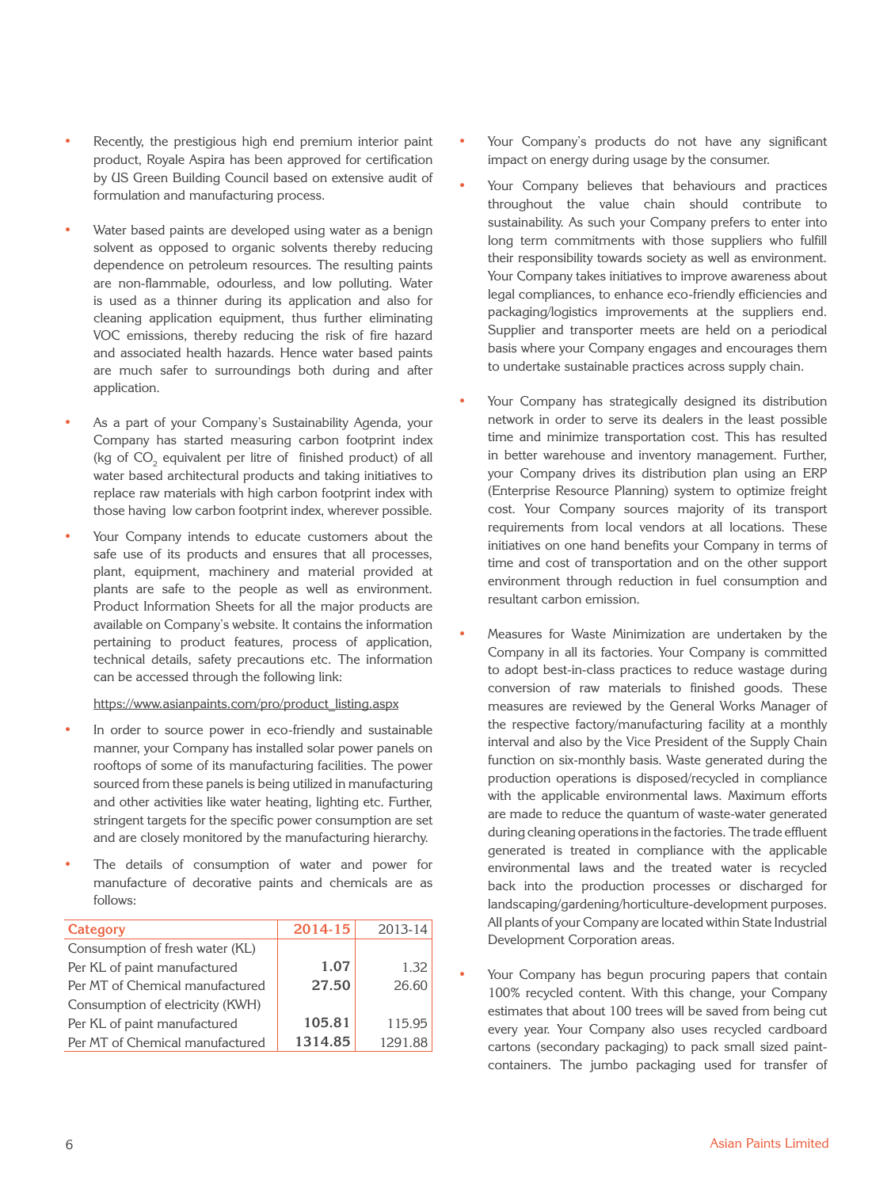- Recently, the prestigious high end premium interior paint product, Royale Aspira has been approved for certification by US Green Building Council based on extensive audit of formulation and manufacturing process.

- Water based paints are developed using water as a benign solvent as opposed to organic solvents thereby reducing dependence on petroleum resources. The resulting paints are non-flammable, odourless, and low polluting. Water is used as a thinner during its application and also for cleaning application equipment, thus further eliminating VOC emissions, thereby reducing the risk of fire hazard and associated health hazards. Hence water based paints are much safer to surroundings both during and after application.

- As a part of your Company's Sustainability Agenda, your Company has started measuring carbon footprint index (kg of $CO_2$ equivalent per litre of finished product) of all water based architectural products and taking initiatives to replace raw materials with high carbon footprint index with those having low carbon footprint index, wherever possible.

- Your Company intends to educate customers about the safe use of its products and ensures that all processes, plant, equipment, machinery and material provided at plants are safe to the people as well as environment. Product Information Sheets for all the major products are available on Company's website. It contains the information pertaining to product features, process of application, technical details, safety precautions etc. The information can be accessed through the following link:

  https://www.asianpaints.com/pro/product_listing.aspx

- In order to source power in eco-friendly and sustainable manner, your Company has installed solar power panels on rooftops of some of its manufacturing facilities. The power sourced from these panels is being utilized in manufacturing and other activities like water heating, lighting etc. Further, stringent targets for the specific power consumption are set and are closely monitored by the manufacturing hierarchy.

- The details of consumption of water and power for manufacture of decorative paints and chemicals are as follows:

| Category | 2014-15 | 2013-14 |
|---|---|---|
| Consumption of fresh water (KL) | | |
| Per KL of paint manufactured | **1.07** | 1.32 |
| Per MT of Chemical manufactured | **27.50** | 26.60 |
| Consumption of electricity (KWH) | | |
| Per KL of paint manufactured | **105.81** | 115.95 |
| Per MT of Chemical manufactured | **1314.85** | 1291.88 |

- Your Company's products do not have any significant impact on energy during usage by the consumer.

- Your Company believes that behaviours and practices throughout the value chain should contribute to sustainability. As such your Company prefers to enter into long term commitments with those suppliers who fulfill their responsibility towards society as well as environment. Your Company takes initiatives to improve awareness about legal compliances, to enhance eco-friendly efficiencies and packaging/logistics improvements at the suppliers end. Supplier and transporter meets are held on a periodical basis where your Company engages and encourages them to undertake sustainable practices across supply chain.

- Your Company has strategically designed its distribution network in order to serve its dealers in the least possible time and minimize transportation cost. This has resulted in better warehouse and inventory management. Further, your Company drives its distribution plan using an ERP (Enterprise Resource Planning) system to optimize freight cost. Your Company sources majority of its transport requirements from local vendors at all locations. These initiatives on one hand benefits your Company in terms of time and cost of transportation and on the other support environment through reduction in fuel consumption and resultant carbon emission.

- Measures for Waste Minimization are undertaken by the Company in all its factories. Your Company is committed to adopt best-in-class practices to reduce wastage during conversion of raw materials to finished goods. These measures are reviewed by the General Works Manager of the respective factory/manufacturing facility at a monthly interval and also by the Vice President of the Supply Chain function on six-monthly basis. Waste generated during the production operations is disposed/recycled in compliance with the applicable environmental laws. Maximum efforts are made to reduce the quantum of waste-water generated during cleaning operations in the factories. The trade effluent generated is treated in compliance with the applicable environmental laws and the treated water is recycled back into the production processes or discharged for landscaping/gardening/horticulture-development purposes. All plants of your Company are located within State Industrial Development Corporation areas.

- Your Company has begun procuring papers that contain 100% recycled content. With this change, your Company estimates that about 100 trees will be saved from being cut every year. Your Company also uses recycled cardboard cartons (secondary packaging) to pack small sized paint-containers. The jumbo packaging used for transfer of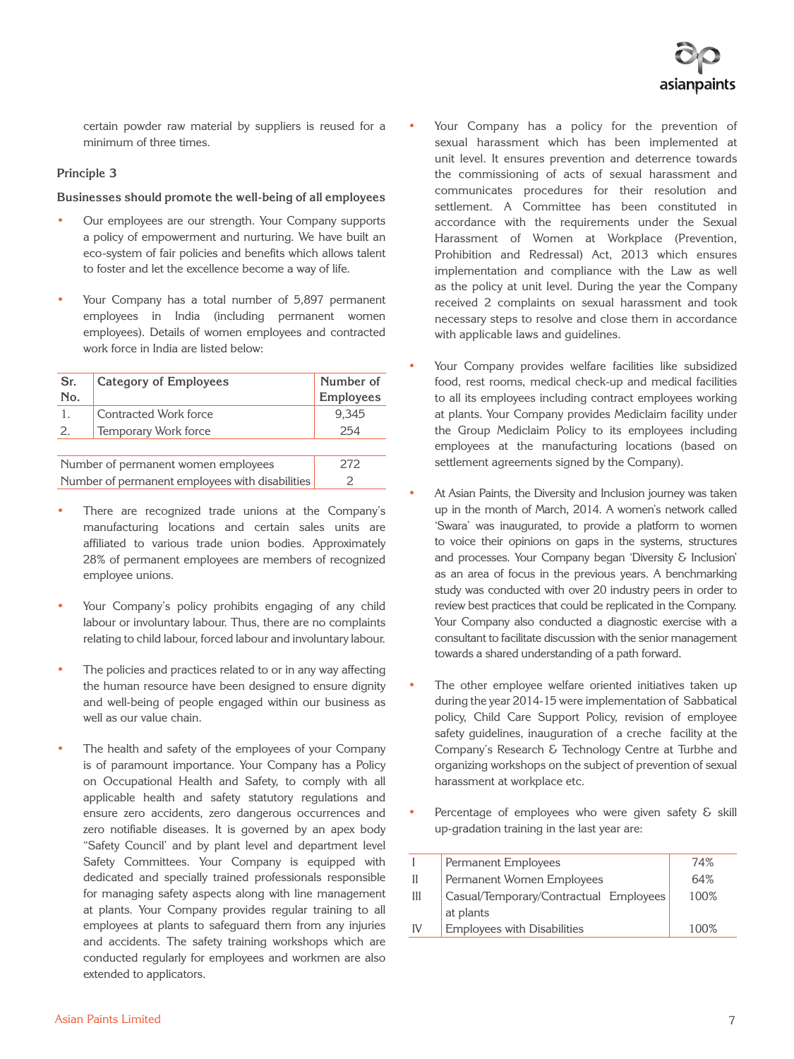certain powder raw material by suppliers is reused for a minimum of three times.

## Principle 3

### Businesses should promote the well-being of all employees

- Our employees are our strength. Your Company supports a policy of empowerment and nurturing. We have built an eco-system of fair policies and benefits which allows talent to foster and let the excellence become a way of life.

- Your Company has a total number of 5,897 permanent employees in India (including permanent women employees). Details of women employees and contracted work force in India are listed below:

| Sr. No. | Category of Employees | Number of Employees |
|---|---|---|
| 1. | Contracted Work force | 9,345 |
| 2. | Temporary Work force | 254 |

| Number of permanent women employees | 272 |
|---|---|
| Number of permanent employees with disabilities | 2 |

- There are recognized trade unions at the Company's manufacturing locations and certain sales units are affiliated to various trade union bodies. Approximately 28% of permanent employees are members of recognized employee unions.

- Your Company's policy prohibits engaging of any child labour or involuntary labour. Thus, there are no complaints relating to child labour, forced labour and involuntary labour.

- The policies and practices related to or in any way affecting the human resource have been designed to ensure dignity and well-being of people engaged within our business as well as our value chain.

- The health and safety of the employees of your Company is of paramount importance. Your Company has a Policy on Occupational Health and Safety, to comply with all applicable health and safety statutory regulations and ensure zero accidents, zero dangerous occurrences and zero notifiable diseases. It is governed by an apex body "Safety Council' and by plant level and department level Safety Committees. Your Company is equipped with dedicated and specially trained professionals responsible for managing safety aspects along with line management at plants. Your Company provides regular training to all employees at plants to safeguard them from any injuries and accidents. The safety training workshops which are conducted regularly for employees and workmen are also extended to applicators.

- Your Company has a policy for the prevention of sexual harassment which has been implemented at unit level. It ensures prevention and deterrence towards the commissioning of acts of sexual harassment and communicates procedures for their resolution and settlement. A Committee has been constituted in accordance with the requirements under the Sexual Harassment of Women at Workplace (Prevention, Prohibition and Redressal) Act, 2013 which ensures implementation and compliance with the Law as well as the policy at unit level. During the year the Company received 2 complaints on sexual harassment and took necessary steps to resolve and close them in accordance with applicable laws and guidelines.

- Your Company provides welfare facilities like subsidized food, rest rooms, medical check-up and medical facilities to all its employees including contract employees working at plants. Your Company provides Mediclaim facility under the Group Mediclaim Policy to its employees including employees at the manufacturing locations (based on settlement agreements signed by the Company).

- At Asian Paints, the Diversity and Inclusion journey was taken up in the month of March, 2014. A women's network called 'Swara' was inaugurated, to provide a platform to women to voice their opinions on gaps in the systems, structures and processes. Your Company began 'Diversity & Inclusion' as an area of focus in the previous years. A benchmarking study was conducted with over 20 industry peers in order to review best practices that could be replicated in the Company. Your Company also conducted a diagnostic exercise with a consultant to facilitate discussion with the senior management towards a shared understanding of a path forward.

- The other employee welfare oriented initiatives taken up during the year 2014-15 were implementation of Sabbatical policy, Child Care Support Policy, revision of employee safety guidelines, inauguration of a creche facility at the Company's Research & Technology Centre at Turbhe and organizing workshops on the subject of prevention of sexual harassment at workplace etc.

- Percentage of employees who were given safety & skill up-gradation training in the last year are:

| | | |
|---|---|---|
| I | Permanent Employees | 74% |
| II | Permanent Women Employees | 64% |
| III | Casual/Temporary/Contractual Employees at plants | 100% |
| IV | Employees with Disabilities | 100% |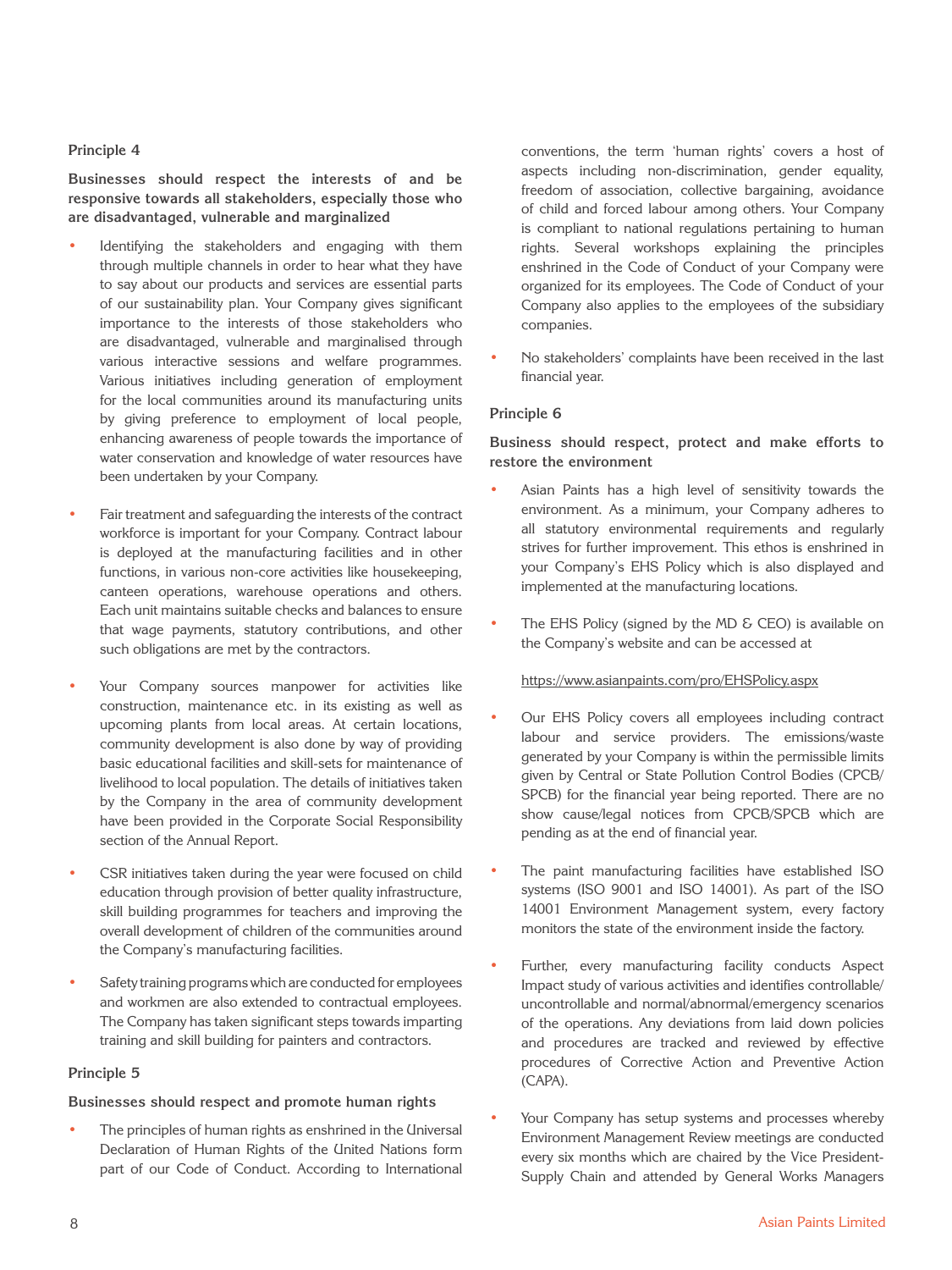### Principle 4

**Businesses should respect the interests of and be responsive towards all stakeholders, especially those who are disadvantaged, vulnerable and marginalized**

- Identifying the stakeholders and engaging with them through multiple channels in order to hear what they have to say about our products and services are essential parts of our sustainability plan. Your Company gives significant importance to the interests of those stakeholders who are disadvantaged, vulnerable and marginalised through various interactive sessions and welfare programmes. Various initiatives including generation of employment for the local communities around its manufacturing units by giving preference to employment of local people, enhancing awareness of people towards the importance of water conservation and knowledge of water resources have been undertaken by your Company.

- Fair treatment and safeguarding the interests of the contract workforce is important for your Company. Contract labour is deployed at the manufacturing facilities and in other functions, in various non-core activities like housekeeping, canteen operations, warehouse operations and others. Each unit maintains suitable checks and balances to ensure that wage payments, statutory contributions, and other such obligations are met by the contractors.

- Your Company sources manpower for activities like construction, maintenance etc. in its existing as well as upcoming plants from local areas. At certain locations, community development is also done by way of providing basic educational facilities and skill-sets for maintenance of livelihood to local population. The details of initiatives taken by the Company in the area of community development have been provided in the Corporate Social Responsibility section of the Annual Report.

- CSR initiatives taken during the year were focused on child education through provision of better quality infrastructure, skill building programmes for teachers and improving the overall development of children of the communities around the Company's manufacturing facilities.

- Safety training programs which are conducted for employees and workmen are also extended to contractual employees. The Company has taken significant steps towards imparting training and skill building for painters and contractors.

### Principle 5

**Businesses should respect and promote human rights**

- The principles of human rights as enshrined in the Universal Declaration of Human Rights of the United Nations form part of our Code of Conduct. According to International conventions, the term 'human rights' covers a host of aspects including non-discrimination, gender equality, freedom of association, collective bargaining, avoidance of child and forced labour among others. Your Company is compliant to national regulations pertaining to human rights. Several workshops explaining the principles enshrined in the Code of Conduct of your Company were organized for its employees. The Code of Conduct of your Company also applies to the employees of the subsidiary companies.

- No stakeholders' complaints have been received in the last financial year.

### Principle 6

**Business should respect, protect and make efforts to restore the environment**

- Asian Paints has a high level of sensitivity towards the environment. As a minimum, your Company adheres to all statutory environmental requirements and regularly strives for further improvement. This ethos is enshrined in your Company's EHS Policy which is also displayed and implemented at the manufacturing locations.

- The EHS Policy (signed by the MD & CEO) is available on the Company's website and can be accessed at

  https://www.asianpaints.com/pro/EHSPolicy.aspx

- Our EHS Policy covers all employees including contract labour and service providers. The emissions/waste generated by your Company is within the permissible limits given by Central or State Pollution Control Bodies (CPCB/SPCB) for the financial year being reported. There are no show cause/legal notices from CPCB/SPCB which are pending as at the end of financial year.

- The paint manufacturing facilities have established ISO systems (ISO 9001 and ISO 14001). As part of the ISO 14001 Environment Management system, every factory monitors the state of the environment inside the factory.

- Further, every manufacturing facility conducts Aspect Impact study of various activities and identifies controllable/uncontrollable and normal/abnormal/emergency scenarios of the operations. Any deviations from laid down policies and procedures are tracked and reviewed by effective procedures of Corrective Action and Preventive Action (CAPA).

- Your Company has setup systems and processes whereby Environment Management Review meetings are conducted every six months which are chaired by the Vice President-Supply Chain and attended by General Works Managers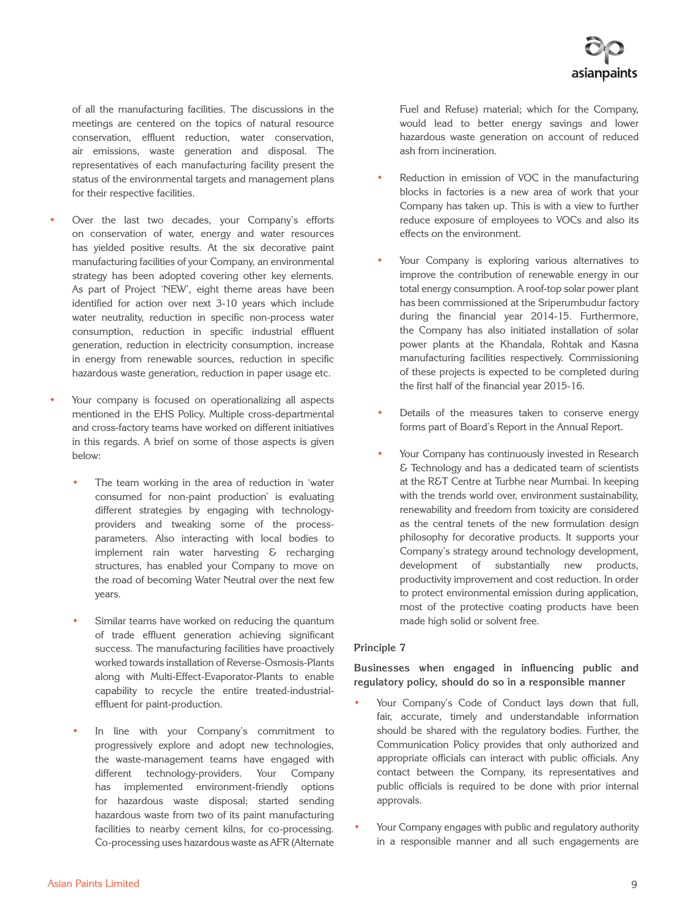of all the manufacturing facilities. The discussions in the meetings are centered on the topics of natural resource conservation, effluent reduction, water conservation, air emissions, waste generation and disposal. The representatives of each manufacturing facility present the status of the environmental targets and management plans for their respective facilities.

- Over the last two decades, your Company's efforts on conservation of water, energy and water resources has yielded positive results. At the six decorative paint manufacturing facilities of your Company, an environmental strategy has been adopted covering other key elements. As part of Project 'NEW', eight theme areas have been identified for action over next 3-10 years which include water neutrality, reduction in specific non-process water consumption, reduction in specific industrial effluent generation, reduction in electricity consumption, increase in energy from renewable sources, reduction in specific hazardous waste generation, reduction in paper usage etc.

- Your company is focused on operationalizing all aspects mentioned in the EHS Policy. Multiple cross-departmental and cross-factory teams have worked on different initiatives in this regards. A brief on some of those aspects is given below:

  - The team working in the area of reduction in 'water consumed for non-paint production' is evaluating different strategies by engaging with technology-providers and tweaking some of the process-parameters. Also interacting with local bodies to implement rain water harvesting & recharging structures, has enabled your Company to move on the road of becoming Water Neutral over the next few years.

  - Similar teams have worked on reducing the quantum of trade effluent generation achieving significant success. The manufacturing facilities have proactively worked towards installation of Reverse-Osmosis-Plants along with Multi-Effect-Evaporator-Plants to enable capability to recycle the entire treated-industrial-effluent for paint-production.

  - In line with your Company's commitment to progressively explore and adopt new technologies, the waste-management teams have engaged with different technology-providers. Your Company has implemented environment-friendly options for hazardous waste disposal; started sending hazardous waste from two of its paint manufacturing facilities to nearby cement kilns, for co-processing. Co-processing uses hazardous waste as AFR (Alternate Fuel and Refuse) material; which for the Company, would lead to better energy savings and lower hazardous waste generation on account of reduced ash from incineration.

  - Reduction in emission of VOC in the manufacturing blocks in factories is a new area of work that your Company has taken up. This is with a view to further reduce exposure of employees to VOCs and also its effects on the environment.

  - Your Company is exploring various alternatives to improve the contribution of renewable energy in our total energy consumption. A roof-top solar power plant has been commissioned at the Sriperumbudur factory during the financial year 2014-15. Furthermore, the Company has also initiated installation of solar power plants at the Khandala, Rohtak and Kasna manufacturing facilities respectively. Commissioning of these projects is expected to be completed during the first half of the financial year 2015-16.

  - Details of the measures taken to conserve energy forms part of Board's Report in the Annual Report.

  - Your Company has continuously invested in Research & Technology and has a dedicated team of scientists at the R&T Centre at Turbhe near Mumbai. In keeping with the trends world over, environment sustainability, renewability and freedom from toxicity are considered as the central tenets of the new formulation design philosophy for decorative products. It supports your Company's strategy around technology development, development of substantially new products, productivity improvement and cost reduction. In order to protect environmental emission during application, most of the protective coating products have been made high solid or solvent free.

## Principle 7

**Businesses when engaged in influencing public and regulatory policy, should do so in a responsible manner**

- Your Company's Code of Conduct lays down that full, fair, accurate, timely and understandable information should be shared with the regulatory bodies. Further, the Communication Policy provides that only authorized and appropriate officials can interact with public officials. Any contact between the Company, its representatives and public officials is required to be done with prior internal approvals.

- Your Company engages with public and regulatory authority in a responsible manner and all such engagements are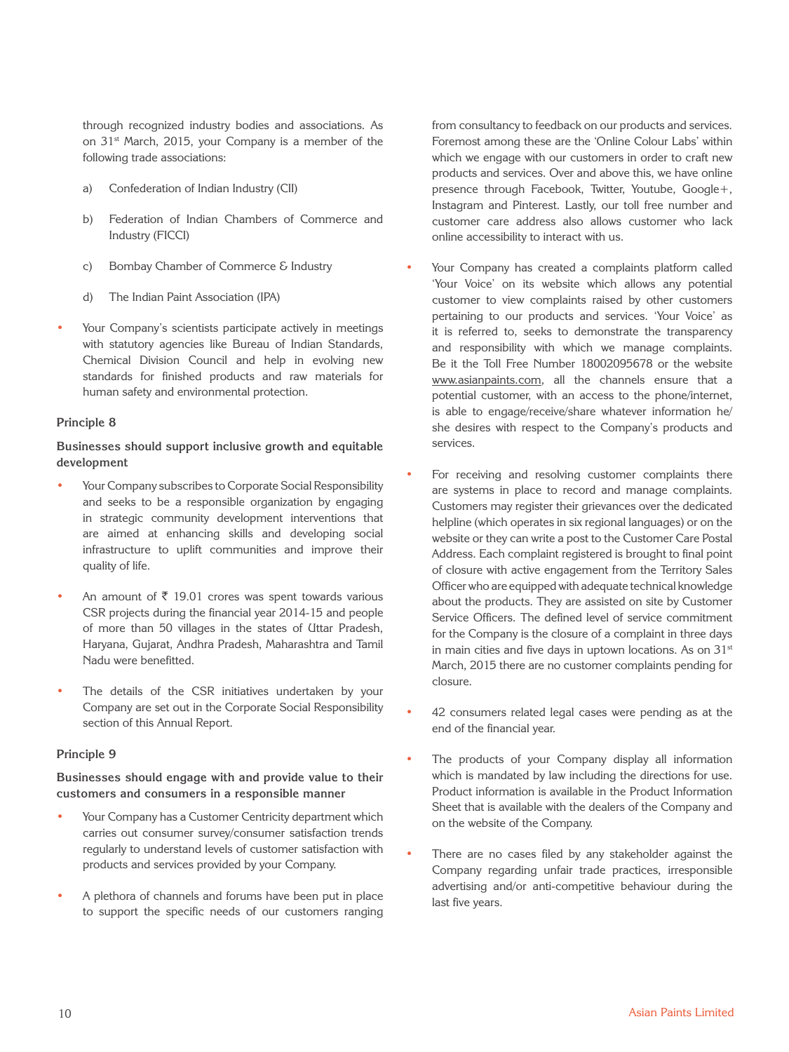through recognized industry bodies and associations. As on 31st March, 2015, your Company is a member of the following trade associations:

a) Confederation of Indian Industry (CII)

b) Federation of Indian Chambers of Commerce and Industry (FICCI)

c) Bombay Chamber of Commerce & Industry

d) The Indian Paint Association (IPA)

- Your Company's scientists participate actively in meetings with statutory agencies like Bureau of Indian Standards, Chemical Division Council and help in evolving new standards for finished products and raw materials for human safety and environmental protection.

## Principle 8

**Businesses should support inclusive growth and equitable development**

- Your Company subscribes to Corporate Social Responsibility and seeks to be a responsible organization by engaging in strategic community development interventions that are aimed at enhancing skills and developing social infrastructure to uplift communities and improve their quality of life.

- An amount of ₹ 19.01 crores was spent towards various CSR projects during the financial year 2014-15 and people of more than 50 villages in the states of Uttar Pradesh, Haryana, Gujarat, Andhra Pradesh, Maharashtra and Tamil Nadu were benefitted.

- The details of the CSR initiatives undertaken by your Company are set out in the Corporate Social Responsibility section of this Annual Report.

## Principle 9

**Businesses should engage with and provide value to their customers and consumers in a responsible manner**

- Your Company has a Customer Centricity department which carries out consumer survey/consumer satisfaction trends regularly to understand levels of customer satisfaction with products and services provided by your Company.

- A plethora of channels and forums have been put in place to support the specific needs of our customers ranging from consultancy to feedback on our products and services. Foremost among these are the 'Online Colour Labs' within which we engage with our customers in order to craft new products and services. Over and above this, we have online presence through Facebook, Twitter, Youtube, Google+, Instagram and Pinterest. Lastly, our toll free number and customer care address also allows customer who lack online accessibility to interact with us.

- Your Company has created a complaints platform called 'Your Voice' on its website which allows any potential customer to view complaints raised by other customers pertaining to our products and services. 'Your Voice' as it is referred to, seeks to demonstrate the transparency and responsibility with which we manage complaints. Be it the Toll Free Number 18002095678 or the website www.asianpaints.com, all the channels ensure that a potential customer, with an access to the phone/internet, is able to engage/receive/share whatever information he/she desires with respect to the Company's products and services.

- For receiving and resolving customer complaints there are systems in place to record and manage complaints. Customers may register their grievances over the dedicated helpline (which operates in six regional languages) or on the website or they can write a post to the Customer Care Postal Address. Each complaint registered is brought to final point of closure with active engagement from the Territory Sales Officer who are equipped with adequate technical knowledge about the products. They are assisted on site by Customer Service Officers. The defined level of service commitment for the Company is the closure of a complaint in three days in main cities and five days in uptown locations. As on 31st March, 2015 there are no customer complaints pending for closure.

- 42 consumers related legal cases were pending as at the end of the financial year.

- The products of your Company display all information which is mandated by law including the directions for use. Product information is available in the Product Information Sheet that is available with the dealers of the Company and on the website of the Company.

- There are no cases filed by any stakeholder against the Company regarding unfair trade practices, irresponsible advertising and/or anti-competitive behaviour during the last five years.